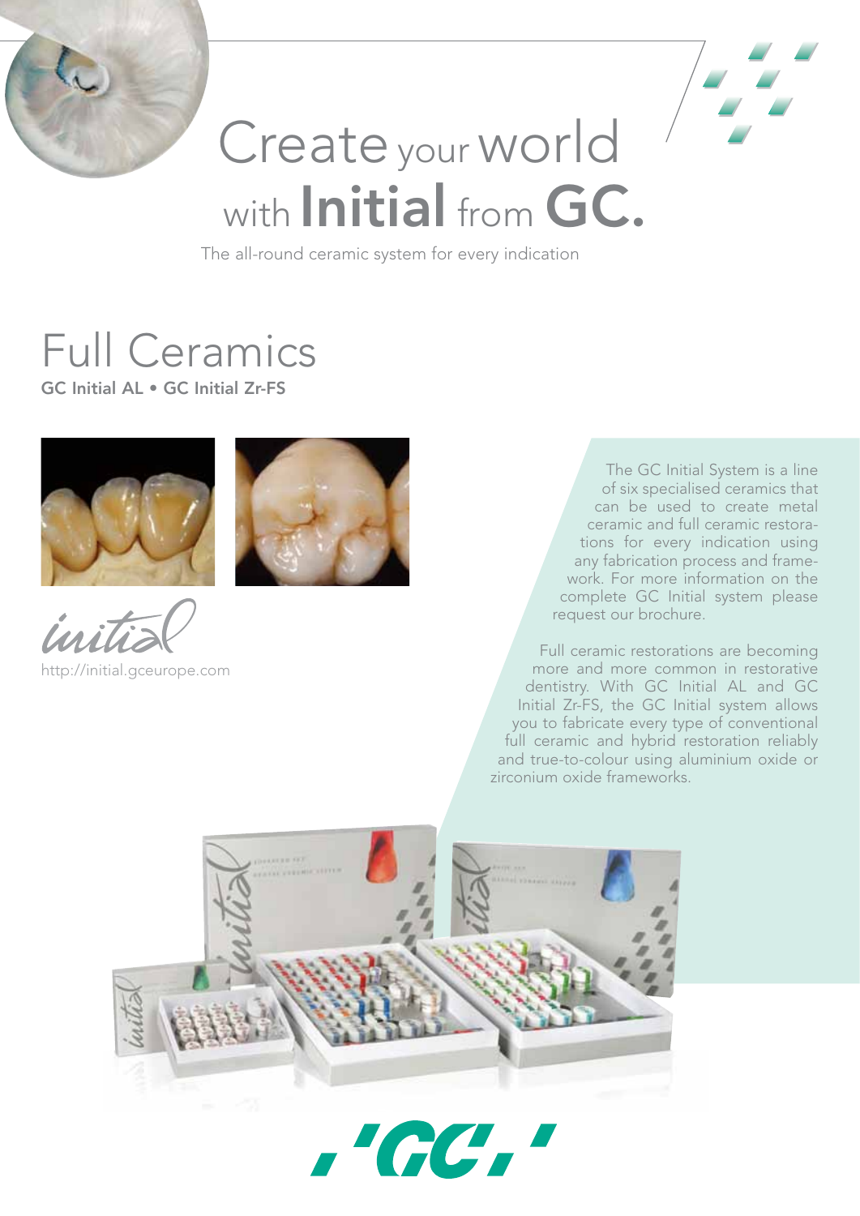# Create your world with Initial from GC.

The all-round ceramic system for every indication

## Full Ceramics

**GC Initial AL • GC Initial Zr-FS**

initial

http://initial.gceurope.com

The GC Initial System is a line of six specialised ceramics that can be used to create metal ceramic and full ceramic restorations for every indication using any fabrication process and framework. For more information on the complete GC Initial system please request our brochure.

Full ceramic restorations are becoming more and more common in restorative dentistry. With GC Initial AL and GC Initial Zr-FS, the GC Initial system allows you to fabricate every type of conventional full ceramic and hybrid restoration reliably and true-to-colour using aluminium oxide or zirconium oxide frameworks.

GC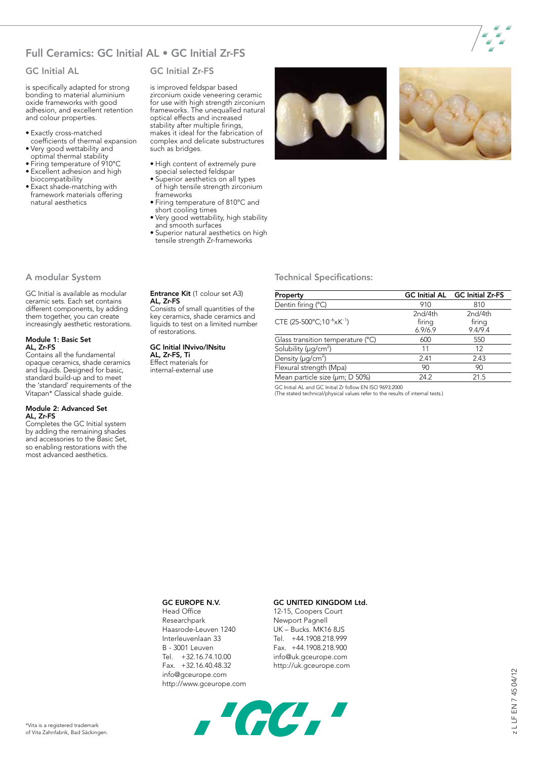# Full Ceramics: GC Initial AL • GC Initial Zr-FS

## GC Initial AL

is specifically adapted for strong bonding to material aluminium oxide frameworks with good adhesion, and excellent retention and colour properties.

- Exactly cross-matched coefficients of thermal expansion
- Very good wettability and optimal thermal stability
- Firing temperature of 910°C
- Excellent adhesion and high biocompatibility
- Exact shade-matching with framework materials offering natural aesthetics

## GC Initial Zr-FS

is improved feldspar based zirconium oxide veneering ceramic for use with high strength zirconium frameworks. The unequalled natural optical effects and increased stability after multiple firings, makes it ideal for the fabrication of complex and delicate substructures such as bridges.

- High content of extremely pure special selected feldspar
- Superior aesthetics on all types of high tensile strength zirconium frameworks
- Firing temperature of 810°C and short cooling times
- Very good wettability, high stability and smooth surfaces
- Superior natural aesthetics on high tensile strength Zr-frameworks

## A modular System

GC Initial is available as modular ceramic sets. Each set contains different components, by adding them together, you can create increasingly aesthetic restorations.

**Module 1: Basic Set**
**AL, Zr-FS**
Contains all the fundamental opaque ceramics, shade ceramics and liquids. Designed for basic, standard build-up and to meet the 'standard' requirements of the Vitapan* Classical shade guide.

**Module 2: Advanced Set**
**AL, Zr-FS**
Completes the GC Initial system by adding the remaining shades and accessories to the Basic Set, so enabling restorations with the most advanced aesthetics.

**Entrance Kit** (1 colour set A3)
**AL, Zr-FS**
Consists of small quantities of the key ceramics, shade ceramics and liquids to test on a limited number of restorations.

**GC Initial INvivo/INsitu**
**AL, Zr-FS, Ti**
Effect materials for internal-external use

## Technical Specifications:

| Property | GC Initial AL | GC Initial Zr-FS |
|---|---|---|
| Dentin firing (°C) | 910 | 810 |
| CTE (25-500°C;$10^{-6}$x$K^{-1}$) | 2nd/4th firing 6.9/6.9 | 2nd/4th firing 9.4/9.4 |
| Glass transition temperature (°C) | 600 | 550 |
| Solubility (µg/$cm^2$) | 11 | 12 |
| Density (µg/$cm^2$) | 2.41 | 2.43 |
| Flexural strength (Mpa) | 90 | 90 |
| Mean particle size (µm; D 50%) | 24.2 | 21.5 |

GC Initial AL and GC Initial Zr follow EN ISO 9693:2000
(The stated technical/physical values refer to the results of internal tests.)

**GC EUROPE N.V.**
Head Office
Researchpark
Haasrode-Leuven 1240
Interleuvenlaan 33
B - 3001 Leuven
Tel. +32.16.74.10.00
Fax. +32.16.40.48.32
info@gceurope.com
http://www.gceurope.com

**GC UNITED KINGDOM Ltd.**
12-15, Coopers Court
Newport Pagnell
UK – Bucks. MK16 8JS
Tel. +44.1908.218.999
Fax. +44.1908.218.900
info@uk.gceurope.com
http://uk.gceurope.com

*Vita is a registered trademark of Vita Zahnfabrik, Bad Säckingen.

z L LF EN 7 45 04/12